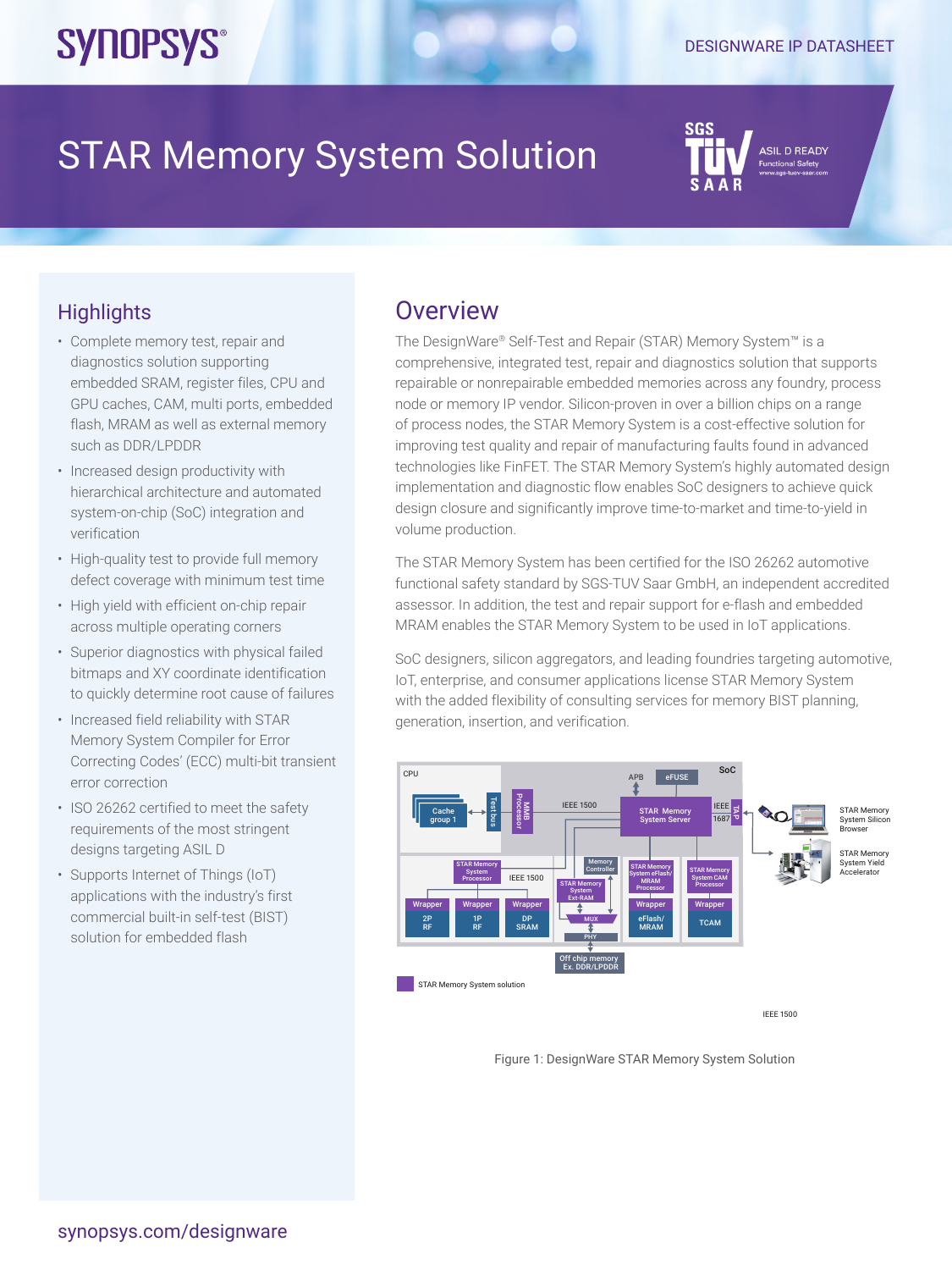# STAR Memory System Solution

## Highlights

- Complete memory test, repair and diagnostics solution supporting embedded SRAM, register files, CPU and GPU caches, CAM, multi ports, embedded flash, MRAM as well as external memory such as DDR/LPDDR
- Increased design productivity with hierarchical architecture and automated system-on-chip (SoC) integration and verification
- High-quality test to provide full memory defect coverage with minimum test time
- High yield with efficient on-chip repair across multiple operating corners
- Superior diagnostics with physical failed bitmaps and XY coordinate identification to quickly determine root cause of failures
- Increased field reliability with STAR Memory System Compiler for Error Correcting Codes' (ECC) multi-bit transient error correction
- ISO 26262 certified to meet the safety requirements of the most stringent designs targeting ASIL D
- Supports Internet of Things (IoT) applications with the industry's first commercial built-in self-test (BIST) solution for embedded flash

## Overview

The DesignWare® Self-Test and Repair (STAR) Memory System™ is a comprehensive, integrated test, repair and diagnostics solution that supports repairable or nonrepairable embedded memories across any foundry, process node or memory IP vendor. Silicon-proven in over a billion chips on a range of process nodes, the STAR Memory System is a cost-effective solution for improving test quality and repair of manufacturing faults found in advanced technologies like FinFET. The STAR Memory System's highly automated design implementation and diagnostic flow enables SoC designers to achieve quick design closure and significantly improve time-to-market and time-to-yield in volume production.

The STAR Memory System has been certified for the ISO 26262 automotive functional safety standard by SGS-TUV Saar GmbH, an independent accredited assessor. In addition, the test and repair support for e-flash and embedded MRAM enables the STAR Memory System to be used in IoT applications.

SoC designers, silicon aggregators, and leading foundries targeting automotive, IoT, enterprise, and consumer applications license STAR Memory System with the added flexibility of consulting services for memory BIST planning, generation, insertion, and verification.

Figure 1: DesignWare STAR Memory System Solution

synopsys.com/designware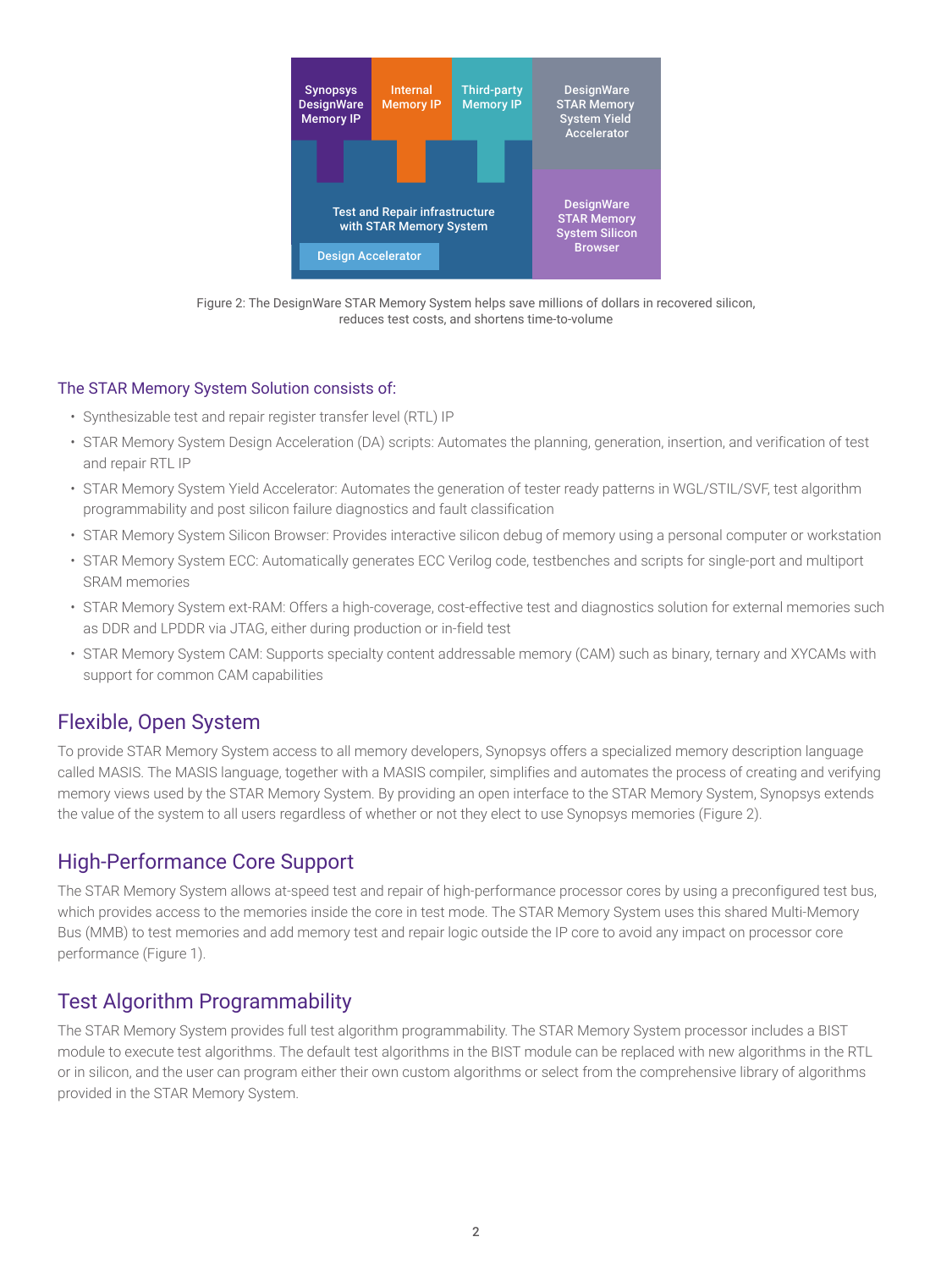Synopsys DesignWare Memory IP

Internal Memory IP

Third-party Memory IP

DesignWare STAR Memory System Yield Accelerator

Test and Repair infrastructure with STAR Memory System

Design Accelerator

DesignWare STAR Memory System Silicon Browser

Figure 2: The DesignWare STAR Memory System helps save millions of dollars in recovered silicon, reduces test costs, and shortens time-to-volume

### The STAR Memory System Solution consists of:

- Synthesizable test and repair register transfer level (RTL) IP
- STAR Memory System Design Acceleration (DA) scripts: Automates the planning, generation, insertion, and verification of test and repair RTL IP
- STAR Memory System Yield Accelerator: Automates the generation of tester ready patterns in WGL/STIL/SVF, test algorithm programmability and post silicon failure diagnostics and fault classification
- STAR Memory System Silicon Browser: Provides interactive silicon debug of memory using a personal computer or workstation
- STAR Memory System ECC: Automatically generates ECC Verilog code, testbenches and scripts for single-port and multiport SRAM memories
- STAR Memory System ext-RAM: Offers a high-coverage, cost-effective test and diagnostics solution for external memories such as DDR and LPDDR via JTAG, either during production or in-field test
- STAR Memory System CAM: Supports specialty content addressable memory (CAM) such as binary, ternary and XYCAMs with support for common CAM capabilities

## Flexible, Open System

To provide STAR Memory System access to all memory developers, Synopsys offers a specialized memory description language called MASIS. The MASIS language, together with a MASIS compiler, simplifies and automates the process of creating and verifying memory views used by the STAR Memory System. By providing an open interface to the STAR Memory System, Synopsys extends the value of the system to all users regardless of whether or not they elect to use Synopsys memories (Figure 2).

## High-Performance Core Support

The STAR Memory System allows at-speed test and repair of high-performance processor cores by using a preconfigured test bus, which provides access to the memories inside the core in test mode. The STAR Memory System uses this shared Multi-Memory Bus (MMB) to test memories and add memory test and repair logic outside the IP core to avoid any impact on processor core performance (Figure 1).

## Test Algorithm Programmability

The STAR Memory System provides full test algorithm programmability. The STAR Memory System processor includes a BIST module to execute test algorithms. The default test algorithms in the BIST module can be replaced with new algorithms in the RTL or in silicon, and the user can program either their own custom algorithms or select from the comprehensive library of algorithms provided in the STAR Memory System.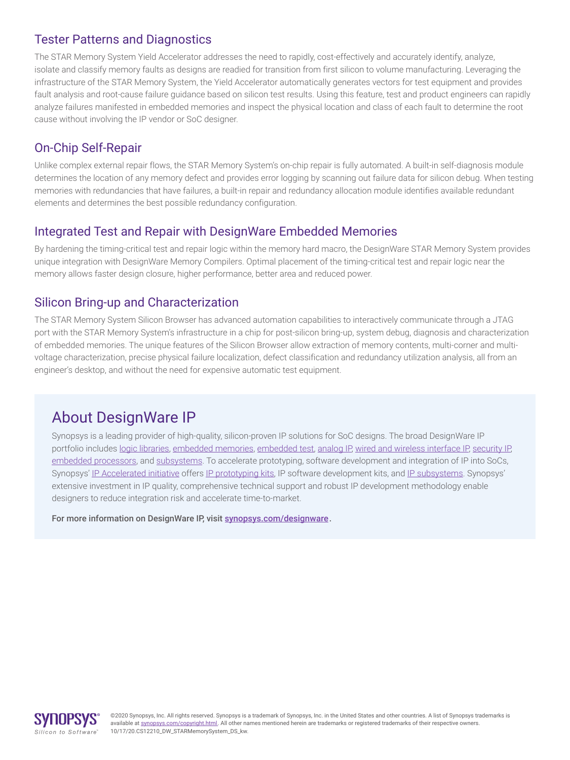## Tester Patterns and Diagnostics

The STAR Memory System Yield Accelerator addresses the need to rapidly, cost-effectively and accurately identify, analyze, isolate and classify memory faults as designs are readied for transition from first silicon to volume manufacturing. Leveraging the infrastructure of the STAR Memory System, the Yield Accelerator automatically generates vectors for test equipment and provides fault analysis and root-cause failure guidance based on silicon test results. Using this feature, test and product engineers can rapidly analyze failures manifested in embedded memories and inspect the physical location and class of each fault to determine the root cause without involving the IP vendor or SoC designer.

## On-Chip Self-Repair

Unlike complex external repair flows, the STAR Memory System's on-chip repair is fully automated. A built-in self-diagnosis module determines the location of any memory defect and provides error logging by scanning out failure data for silicon debug. When testing memories with redundancies that have failures, a built-in repair and redundancy allocation module identifies available redundant elements and determines the best possible redundancy configuration.

## Integrated Test and Repair with DesignWare Embedded Memories

By hardening the timing-critical test and repair logic within the memory hard macro, the DesignWare STAR Memory System provides unique integration with DesignWare Memory Compilers. Optimal placement of the timing-critical test and repair logic near the memory allows faster design closure, higher performance, better area and reduced power.

## Silicon Bring-up and Characterization

The STAR Memory System Silicon Browser has advanced automation capabilities to interactively communicate through a JTAG port with the STAR Memory System's infrastructure in a chip for post-silicon bring-up, system debug, diagnosis and characterization of embedded memories. The unique features of the Silicon Browser allow extraction of memory contents, multi-corner and multi-voltage characterization, precise physical failure localization, defect classification and redundancy utilization analysis, all from an engineer's desktop, and without the need for expensive automatic test equipment.

# About DesignWare IP

Synopsys is a leading provider of high-quality, silicon-proven IP solutions for SoC designs. The broad DesignWare IP portfolio includes logic libraries, embedded memories, embedded test, analog IP, wired and wireless interface IP, security IP, embedded processors, and subsystems. To accelerate prototyping, software development and integration of IP into SoCs, Synopsys' IP Accelerated initiative offers IP prototyping kits, IP software development kits, and IP subsystems. Synopsys' extensive investment in IP quality, comprehensive technical support and robust IP development methodology enable designers to reduce integration risk and accelerate time-to-market.

**For more information on DesignWare IP, visit synopsys.com/designware.**

©2020 Synopsys, Inc. All rights reserved. Synopsys is a trademark of Synopsys, Inc. in the United States and other countries. A list of Synopsys trademarks is available at synopsys.com/copyright.html. All other names mentioned herein are trademarks or registered trademarks of their respective owners.
10/17/20.CS12210_DW_STARMemorySystem_DS_kw.